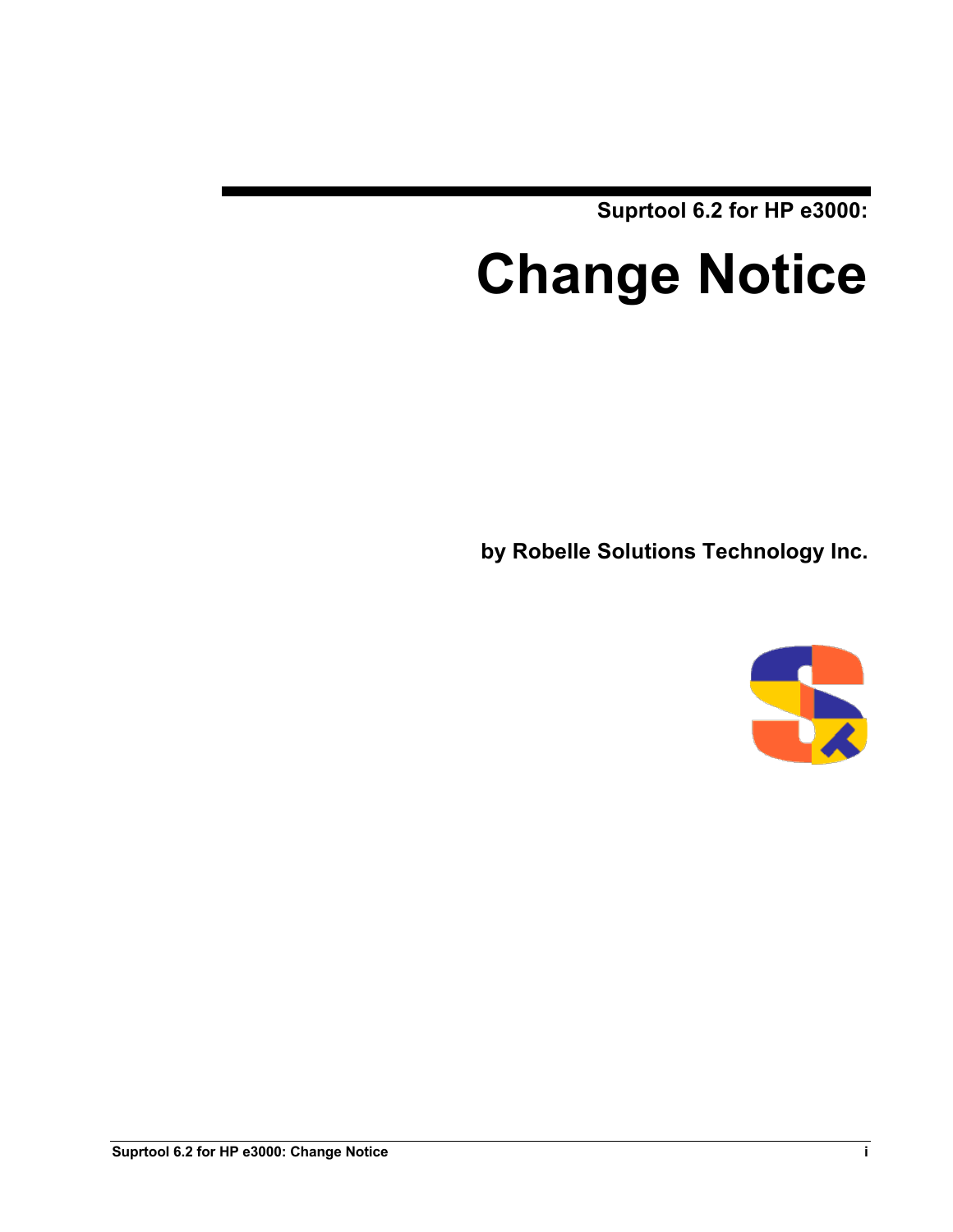**Suprtool 6.2 for HP e3000:**

# Change Notice

**by Robelle Solutions Technology Inc.**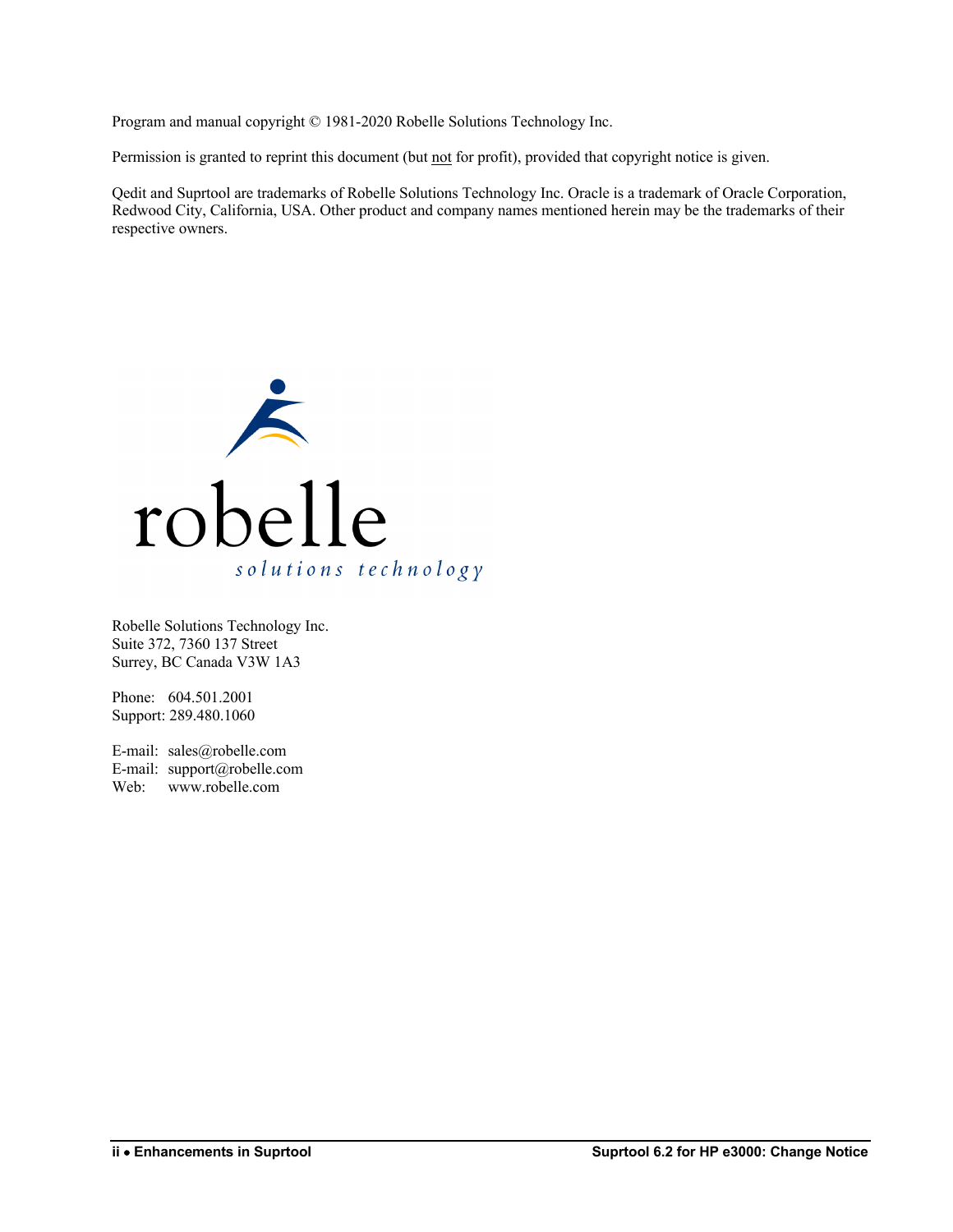Program and manual copyright © 1981-2020 Robelle Solutions Technology Inc.

Permission is granted to reprint this document (but not for profit), provided that copyright notice is given.

Qedit and Suprtool are trademarks of Robelle Solutions Technology Inc. Oracle is a trademark of Oracle Corporation, Redwood City, California, USA. Other product and company names mentioned herein may be the trademarks of their respective owners.

Robelle Solutions Technology Inc.  
Suite 372, 7360 137 Street  
Surrey, BC Canada V3W 1A3

Phone: 604.501.2001  
Support: 289.480.1060

E-mail: sales@robelle.com  
E-mail: support@robelle.com  
Web: www.robelle.com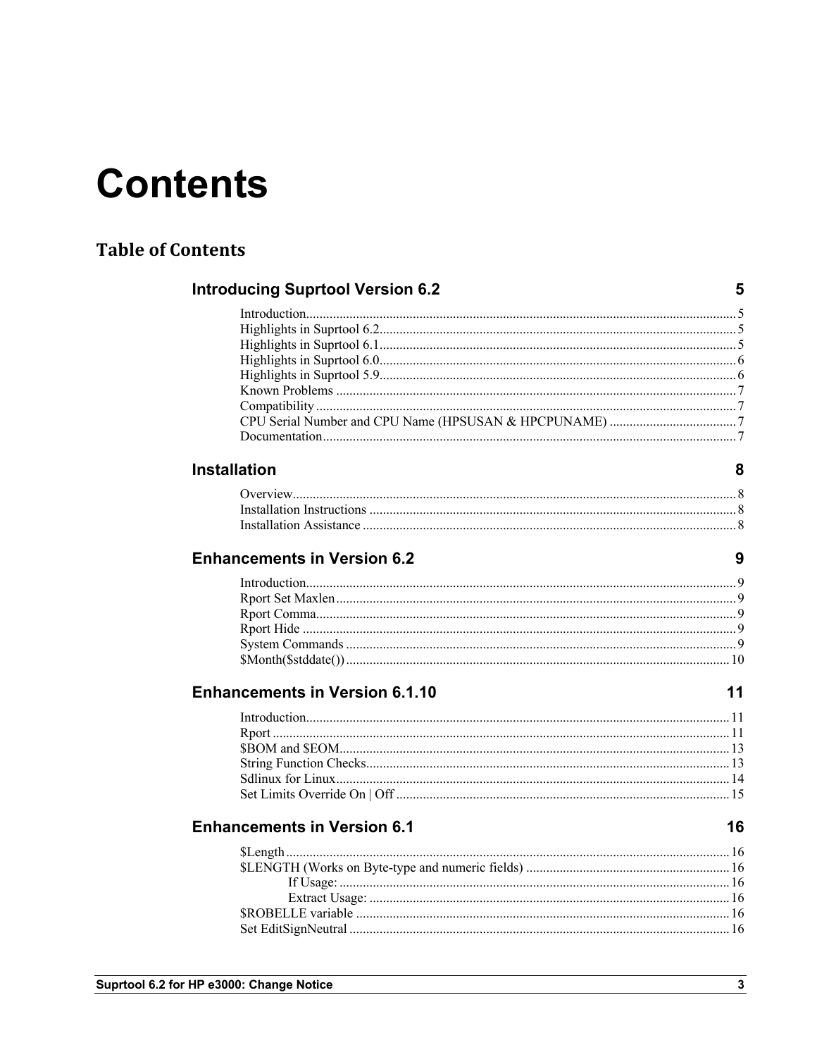# Contents

## Table of Contents

**Introducing Suprtool Version 6.2** 5

- Introduction 5
- Highlights in Suprtool 6.2 5
- Highlights in Suprtool 6.1 5
- Highlights in Suprtool 6.0 6
- Highlights in Suprtool 5.9 6
- Known Problems 7
- Compatibility 7
- CPU Serial Number and CPU Name (HPSUSAN & HPCPUNAME) 7
- Documentation 7

**Installation** 8

- Overview 8
- Installation Instructions 8
- Installation Assistance 8

**Enhancements in Version 6.2** 9

- Introduction 9
- Rport Set Maxlen 9
- Rport Comma 9
- Rport Hide 9
- System Commands 9
- $Month($stddate()) 10

**Enhancements in Version 6.1.10** 11

- Introduction 11
- Rport 11
- $BOM and $EOM 13
- String Function Checks 13
- Sdlinux for Linux 14
- Set Limits Override On | Off 15

**Enhancements in Version 6.1** 16

- $Length 16
- $LENGTH (Works on Byte-type and numeric fields) 16
  - If Usage: 16
  - Extract Usage: 16
- $ROBELLE variable 16
- Set EditSignNeutral 16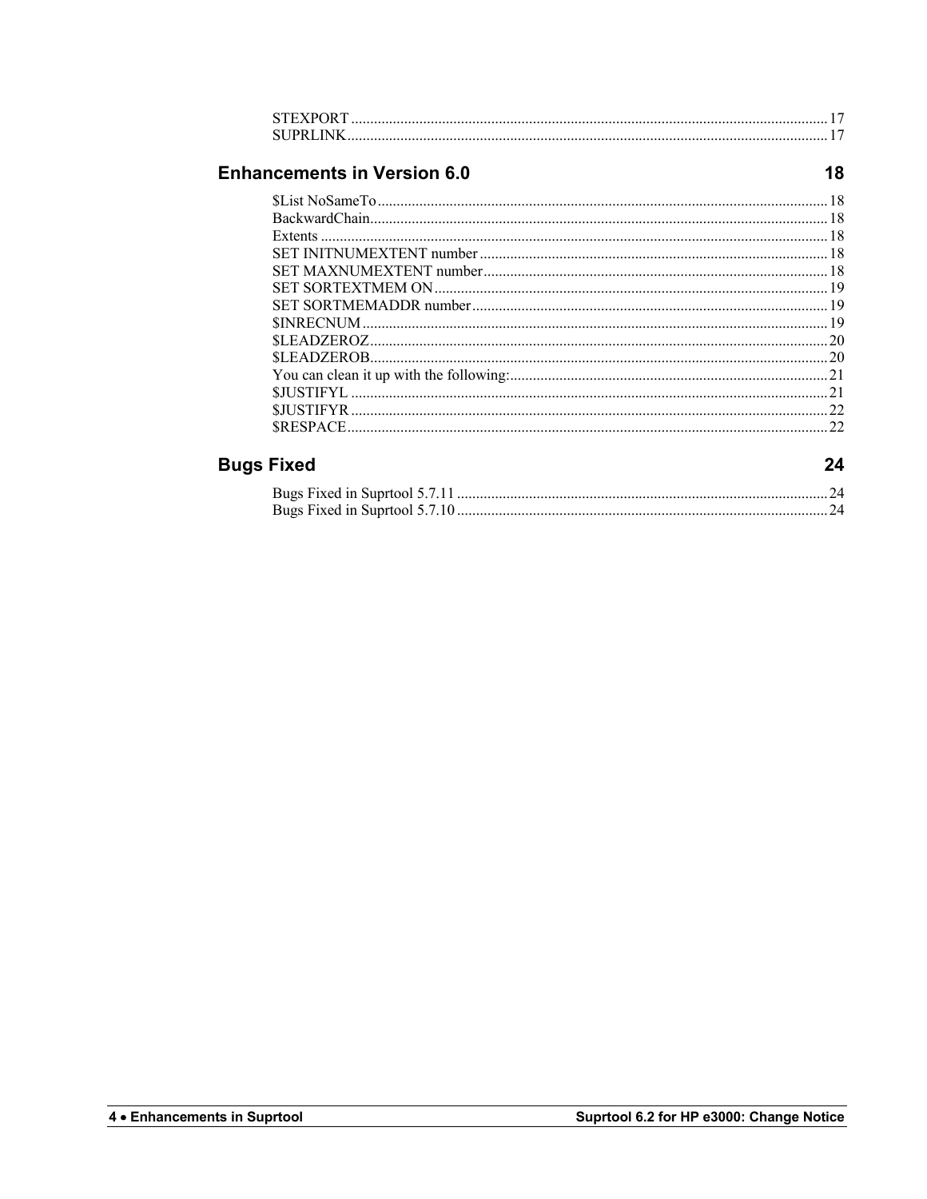STEXPORT ............ 17
SUPRLINK ............ 17

## Enhancements in Version 6.0 — 18

$List NoSameTo ............ 18
BackwardChain ............ 18
Extents ............ 18
SET INITNUMEXTENT number ............ 18
SET MAXNUMEXTENT number ............ 18
SET SORTEXTMEM ON ............ 19
SET SORTMEMADDR number ............ 19
$INRECNUM ............ 19
$LEADZEROZ ............ 20
$LEADZEROB ............ 20
You can clean it up with the following: ............ 21
$JUSTIFYL ............ 21
$JUSTIFYR ............ 22
$RESPACE ............ 22

## Bugs Fixed — 24

Bugs Fixed in Suprtool 5.7.11 ............ 24
Bugs Fixed in Suprtool 5.7.10 ............ 24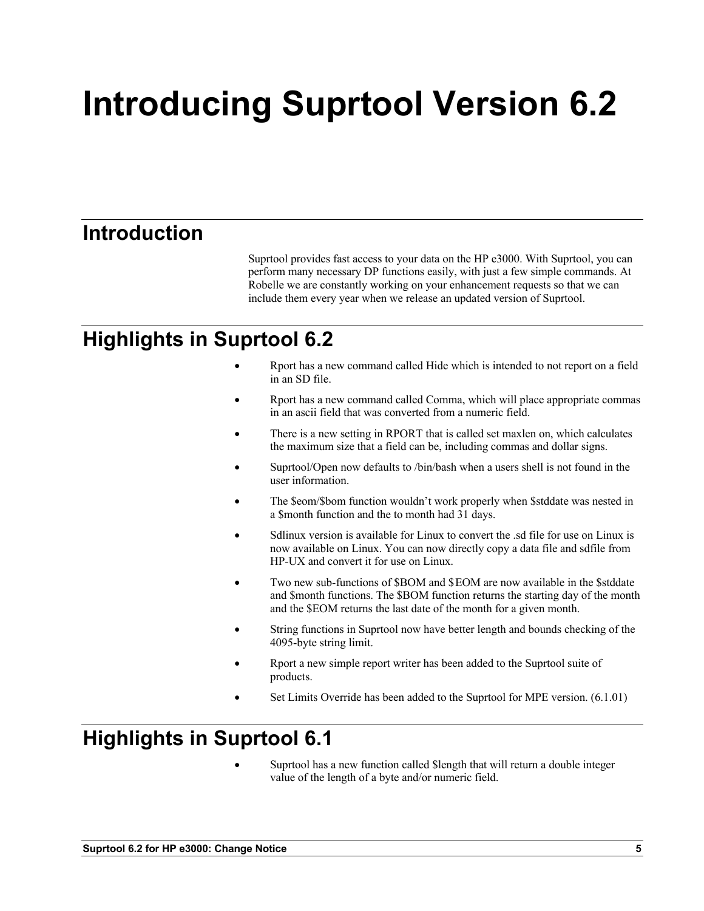# Introducing Suprtool Version 6.2

## Introduction

Suprtool provides fast access to your data on the HP e3000. With Suprtool, you can perform many necessary DP functions easily, with just a few simple commands. At Robelle we are constantly working on your enhancement requests so that we can include them every year when we release an updated version of Suprtool.

## Highlights in Suprtool 6.2

- Rport has a new command called Hide which is intended to not report on a field in an SD file.
- Rport has a new command called Comma, which will place appropriate commas in an ascii field that was converted from a numeric field.
- There is a new setting in RPORT that is called set maxlen on, which calculates the maximum size that a field can be, including commas and dollar signs.
- Suprtool/Open now defaults to /bin/bash when a users shell is not found in the user information.
- The $eom/$bom function wouldn't work properly when $stddate was nested in a $month function and the to month had 31 days.
- Sdlinux version is available for Linux to convert the .sd file for use on Linux is now available on Linux. You can now directly copy a data file and sdfile from HP-UX and convert it for use on Linux.
- Two new sub-functions of $BOM and $EOM are now available in the $stddate and $month functions. The $BOM function returns the starting day of the month and the $EOM returns the last date of the month for a given month.
- String functions in Suprtool now have better length and bounds checking of the 4095-byte string limit.
- Rport a new simple report writer has been added to the Suprtool suite of products.
- Set Limits Override has been added to the Suprtool for MPE version. (6.1.01)

## Highlights in Suprtool 6.1

- Suprtool has a new function called $length that will return a double integer value of the length of a byte and/or numeric field.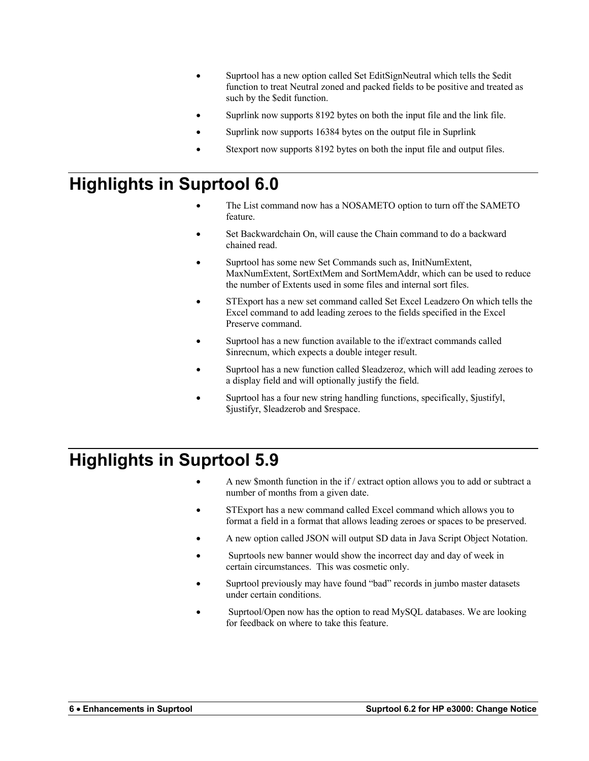- Suprtool has a new option called Set EditSignNeutral which tells the $edit function to treat Neutral zoned and packed fields to be positive and treated as such by the $edit function.
- Suprlink now supports 8192 bytes on both the input file and the link file.
- Suprlink now supports 16384 bytes on the output file in Suprlink
- Stexport now supports 8192 bytes on both the input file and output files.

# Highlights in Suprtool 6.0

- The List command now has a NOSAMETO option to turn off the SAMETO feature.
- Set Backwardchain On, will cause the Chain command to do a backward chained read.
- Suprtool has some new Set Commands such as, InitNumExtent, MaxNumExtent, SortExtMem and SortMemAddr, which can be used to reduce the number of Extents used in some files and internal sort files.
- STExport has a new set command called Set Excel Leadzero On which tells the Excel command to add leading zeroes to the fields specified in the Excel Preserve command.
- Suprtool has a new function available to the if/extract commands called $inrecnum, which expects a double integer result.
- Suprtool has a new function called $leadzeroz, which will add leading zeroes to a display field and will optionally justify the field.
- Suprtool has a four new string handling functions, specifically, $justifyl, $justifyr, $leadzerob and $respace.

# Highlights in Suprtool 5.9

- A new $month function in the if / extract option allows you to add or subtract a number of months from a given date.
- STExport has a new command called Excel command which allows you to format a field in a format that allows leading zeroes or spaces to be preserved.
- A new option called JSON will output SD data in Java Script Object Notation.
- Suprtools new banner would show the incorrect day and day of week in certain circumstances. This was cosmetic only.
- Suprtool previously may have found “bad” records in jumbo master datasets under certain conditions.
- Suprtool/Open now has the option to read MySQL databases. We are looking for feedback on where to take this feature.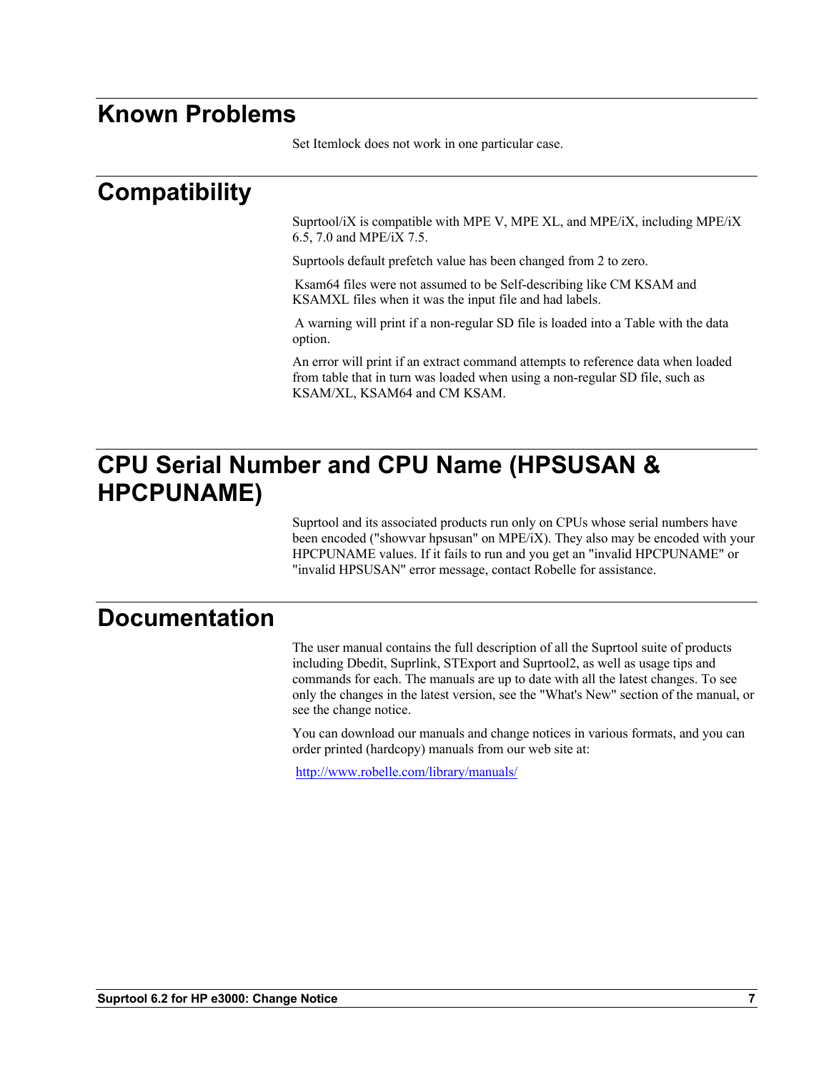# Known Problems

Set Itemlock does not work in one particular case.

# Compatibility

Suprtool/iX is compatible with MPE V, MPE XL, and MPE/iX, including MPE/iX 6.5, 7.0 and MPE/iX 7.5.

Suprtools default prefetch value has been changed from 2 to zero.

Ksam64 files were not assumed to be Self-describing like CM KSAM and KSAMXL files when it was the input file and had labels.

A warning will print if a non-regular SD file is loaded into a Table with the data option.

An error will print if an extract command attempts to reference data when loaded from table that in turn was loaded when using a non-regular SD file, such as KSAM/XL, KSAM64 and CM KSAM.

# CPU Serial Number and CPU Name (HPSUSAN & HPCPUNAME)

Suprtool and its associated products run only on CPUs whose serial numbers have been encoded ("showvar hpsusan" on MPE/iX). They also may be encoded with your HPCPUNAME values. If it fails to run and you get an "invalid HPCPUNAME" or "invalid HPSUSAN" error message, contact Robelle for assistance.

# Documentation

The user manual contains the full description of all the Suprtool suite of products including Dbedit, Suprlink, STExport and Suprtool2, as well as usage tips and commands for each. The manuals are up to date with all the latest changes. To see only the changes in the latest version, see the "What's New" section of the manual, or see the change notice.

You can download our manuals and change notices in various formats, and you can order printed (hardcopy) manuals from our web site at:

http://www.robelle.com/library/manuals/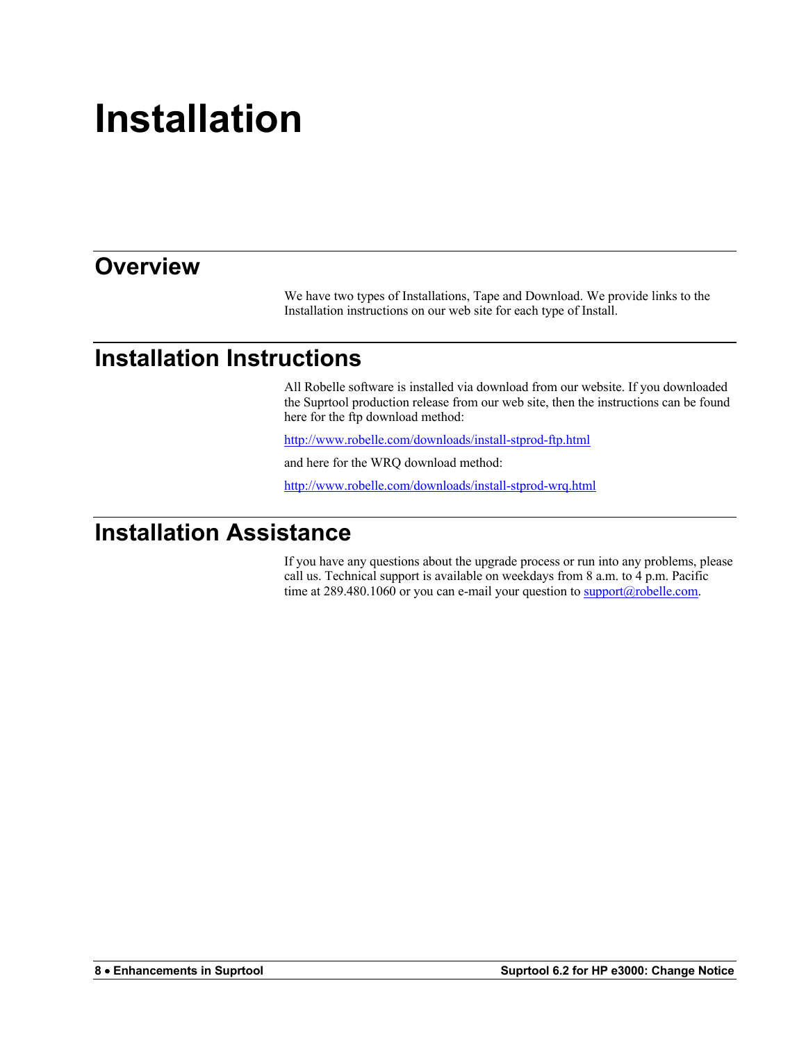# Installation

## Overview

We have two types of Installations, Tape and Download. We provide links to the Installation instructions on our web site for each type of Install.

## Installation Instructions

All Robelle software is installed via download from our website. If you downloaded the Suprtool production release from our web site, then the instructions can be found here for the ftp download method:

http://www.robelle.com/downloads/install-stprod-ftp.html

and here for the WRQ download method:

http://www.robelle.com/downloads/install-stprod-wrq.html

## Installation Assistance

If you have any questions about the upgrade process or run into any problems, please call us. Technical support is available on weekdays from 8 a.m. to 4 p.m. Pacific time at 289.480.1060 or you can e-mail your question to support@robelle.com.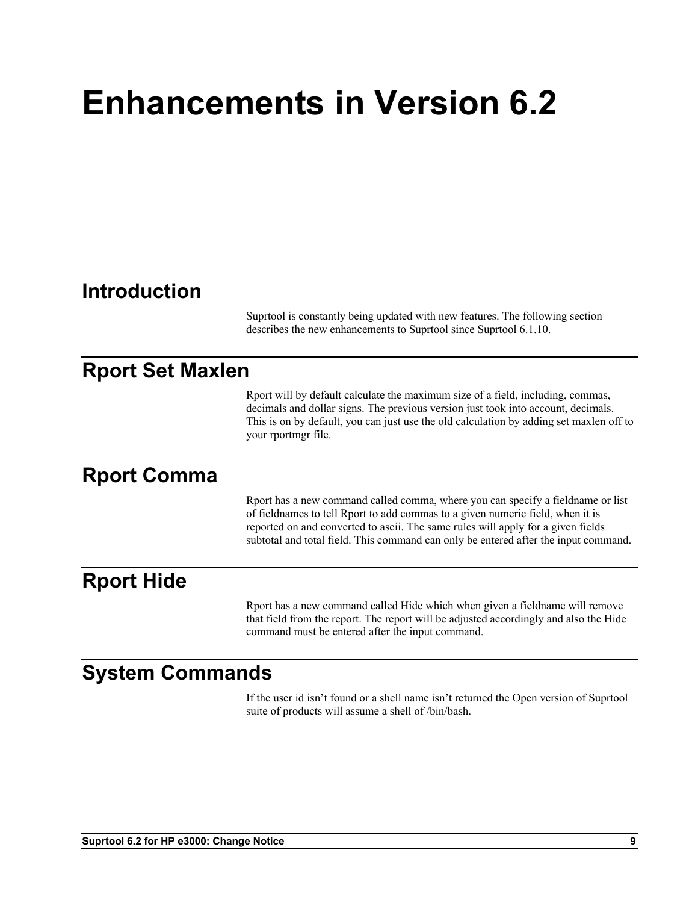# Enhancements in Version 6.2

## Introduction

Suprtool is constantly being updated with new features. The following section describes the new enhancements to Suprtool since Suprtool 6.1.10.

## Rport Set Maxlen

Rport will by default calculate the maximum size of a field, including, commas, decimals and dollar signs. The previous version just took into account, decimals. This is on by default, you can just use the old calculation by adding set maxlen off to your rportmgr file.

## Rport Comma

Rport has a new command called comma, where you can specify a fieldname or list of fieldnames to tell Rport to add commas to a given numeric field, when it is reported on and converted to ascii. The same rules will apply for a given fields subtotal and total field. This command can only be entered after the input command.

## Rport Hide

Rport has a new command called Hide which when given a fieldname will remove that field from the report. The report will be adjusted accordingly and also the Hide command must be entered after the input command.

## System Commands

If the user id isn't found or a shell name isn't returned the Open version of Suprtool suite of products will assume a shell of /bin/bash.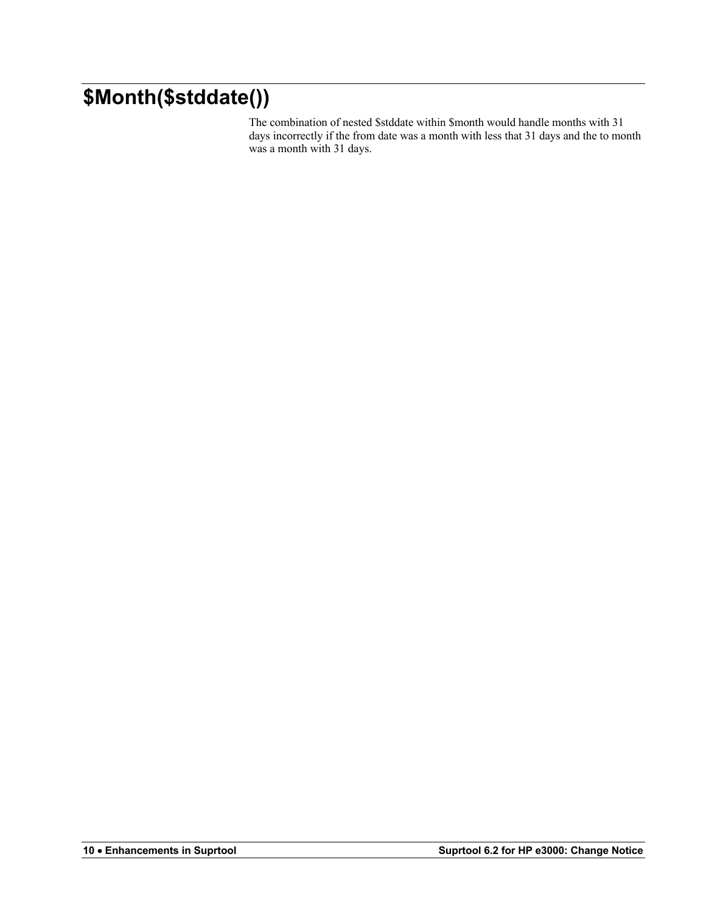# $Month($stddate())

The combination of nested $stddate within $month would handle months with 31 days incorrectly if the from date was a month with less that 31 days and the to month was a month with 31 days.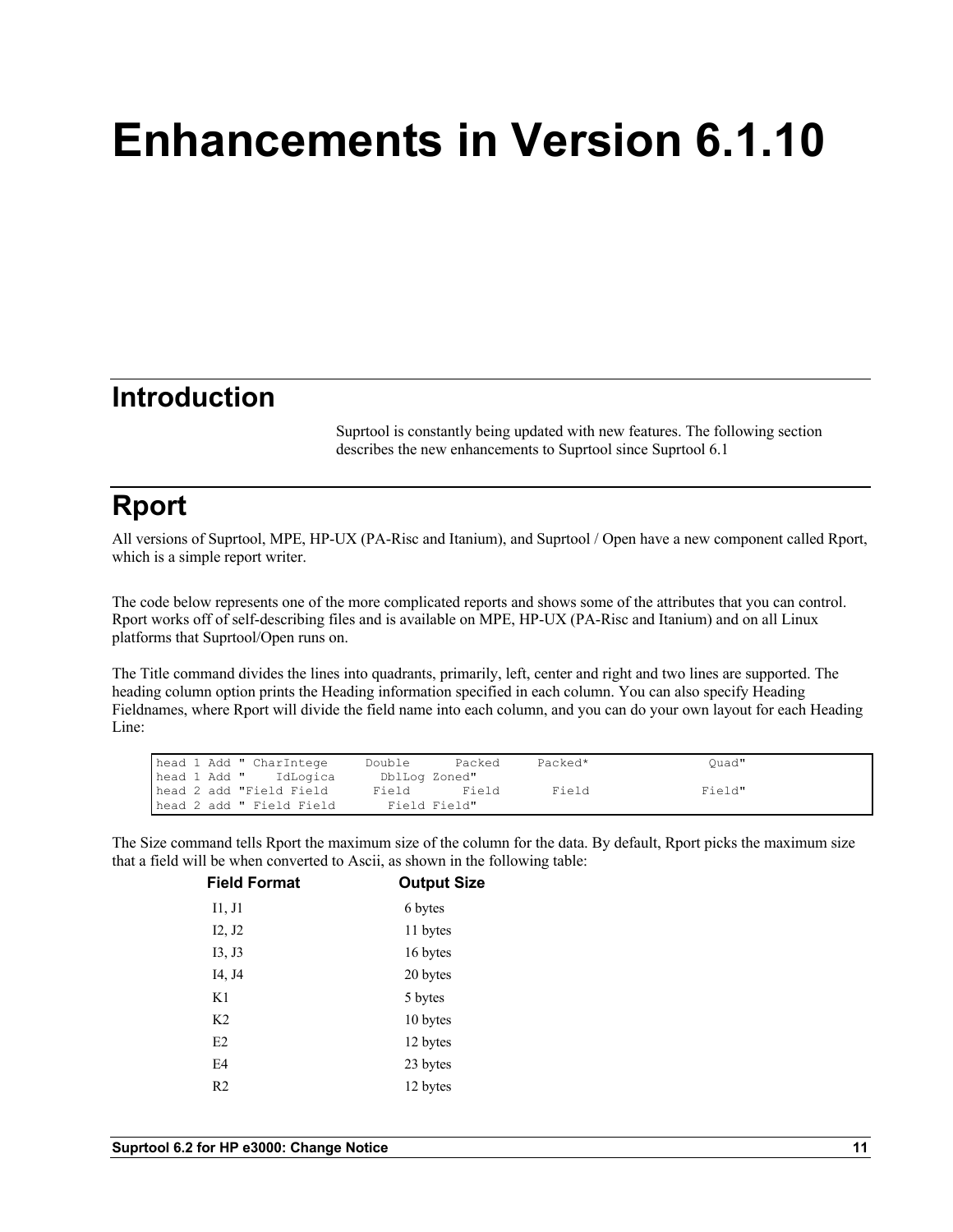# Enhancements in Version 6.1.10

## Introduction

Suprtool is constantly being updated with new features. The following section describes the new enhancements to Suprtool since Suprtool 6.1

## Rport

All versions of Suprtool, MPE, HP-UX (PA-Risc and Itanium), and Suprtool / Open have a new component called Rport, which is a simple report writer.

The code below represents one of the more complicated reports and shows some of the attributes that you can control. Rport works off of self-describing files and is available on MPE, HP-UX (PA-Risc and Itanium) and on all Linux platforms that Suprtool/Open runs on.

The Title command divides the lines into quadrants, primarily, left, center and right and two lines are supported. The heading column option prints the Heading information specified in each column. You can also specify Heading Fieldnames, where Rport will divide the field name into each column, and you can do your own layout for each Heading Line:

```
head 1 Add " CharIntege     Double      Packed     Packed*               Quad"
head 1 Add "    IdLogica      DblLog Zoned"
head 2 add "Field Field      Field       Field       Field               Field"
head 2 add " Field Field       Field Field"
```

The Size command tells Rport the maximum size of the column for the data. By default, Rport picks the maximum size that a field will be when converted to Ascii, as shown in the following table:

| Field Format | Output Size |
|---|---|
| I1, J1 | 6 bytes |
| I2, J2 | 11 bytes |
| I3, J3 | 16 bytes |
| I4, J4 | 20 bytes |
| K1 | 5 bytes |
| K2 | 10 bytes |
| E2 | 12 bytes |
| E4 | 23 bytes |
| R2 | 12 bytes |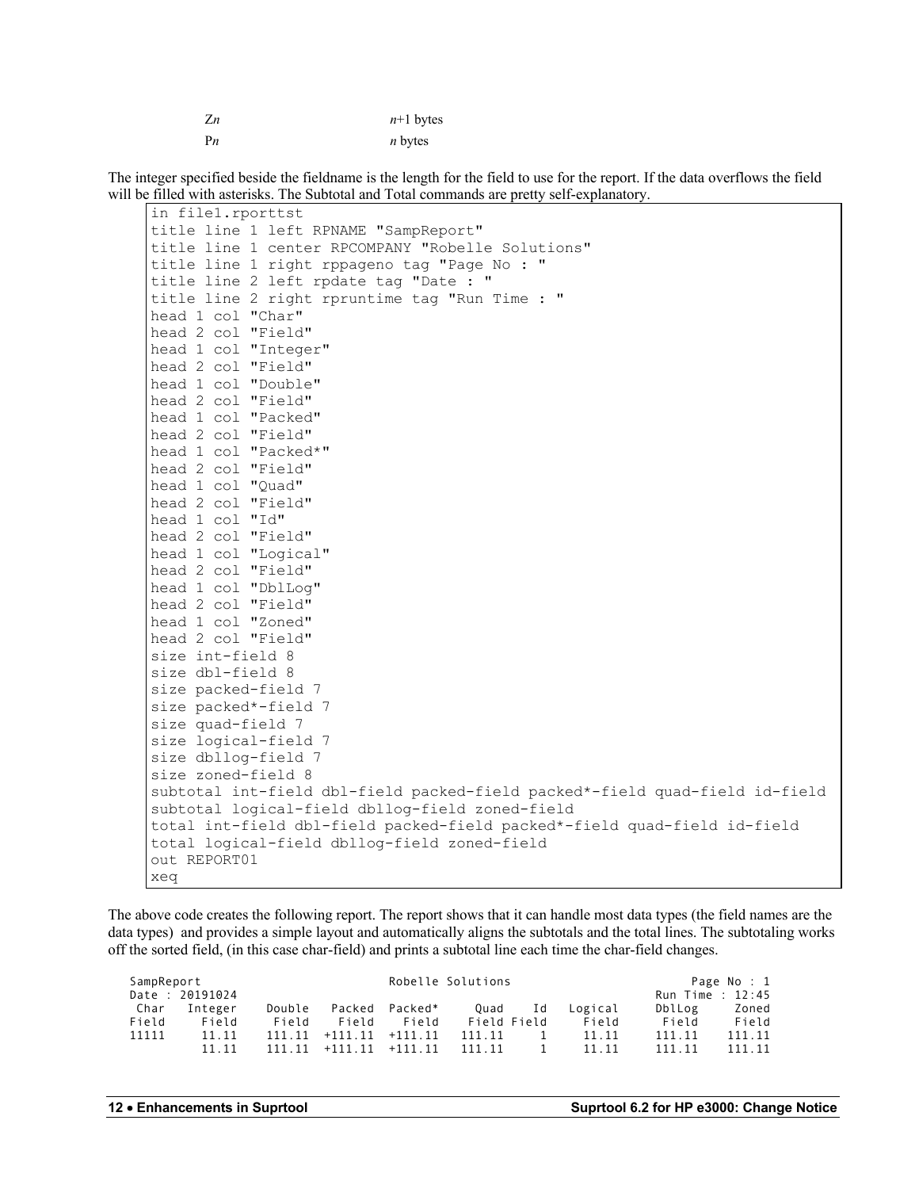| | |
|---|---|
| Z*n* | *n*+1 bytes |
| P*n* | *n* bytes |

The integer specified beside the fieldname is the length for the field to use for the report. If the data overflows the field will be filled with asterisks. The Subtotal and Total commands are pretty self-explanatory.

```
in file1.rporttst
title line 1 left RPNAME "SampReport"
title line 1 center RPCOMPANY "Robelle Solutions"
title line 1 right rppageno tag "Page No : "
title line 2 left rpdate tag "Date : "
title line 2 right rpruntime tag "Run Time : "
head 1 col "Char"
head 2 col "Field"
head 1 col "Integer"
head 2 col "Field"
head 1 col "Double"
head 2 col "Field"
head 1 col "Packed"
head 2 col "Field"
head 1 col "Packed*"
head 2 col "Field"
head 1 col "Quad"
head 2 col "Field"
head 1 col "Id"
head 2 col "Field"
head 1 col "Logical"
head 2 col "Field"
head 1 col "DblLog"
head 2 col "Field"
head 1 col "Zoned"
head 2 col "Field"
size int-field 8
size dbl-field 8
size packed-field 7
size packed*-field 7
size quad-field 7
size logical-field 7
size dbllog-field 7
size zoned-field 8
subtotal int-field dbl-field packed-field packed*-field quad-field id-field
subtotal logical-field dbllog-field zoned-field
total int-field dbl-field packed-field packed*-field quad-field id-field
total logical-field dbllog-field zoned-field
out REPORT01
xeq
```

The above code creates the following report. The report shows that it can handle most data types (the field names are the data types) and provides a simple layout and automatically aligns the subtotals and the total lines. The subtotaling works off the sorted field, (in this case char-field) and prints a subtotal line each time the char-field changes.

```
SampReport                                 Robelle Solutions                         Page No : 1
Date : 20191024                                                                    Run Time : 12:45
 Char   Integer    Double   Packed  Packed*    Quad    Id   Logical    DblLog     Zoned
Field     Field     Field    Field    Field   Field Field     Field     Field     Field
11111     11.11    111.11  +111.11  +111.11  111.11     1     11.11    111.11    111.11
          11.11    111.11  +111.11  +111.11  111.11     1     11.11    111.11    111.11
```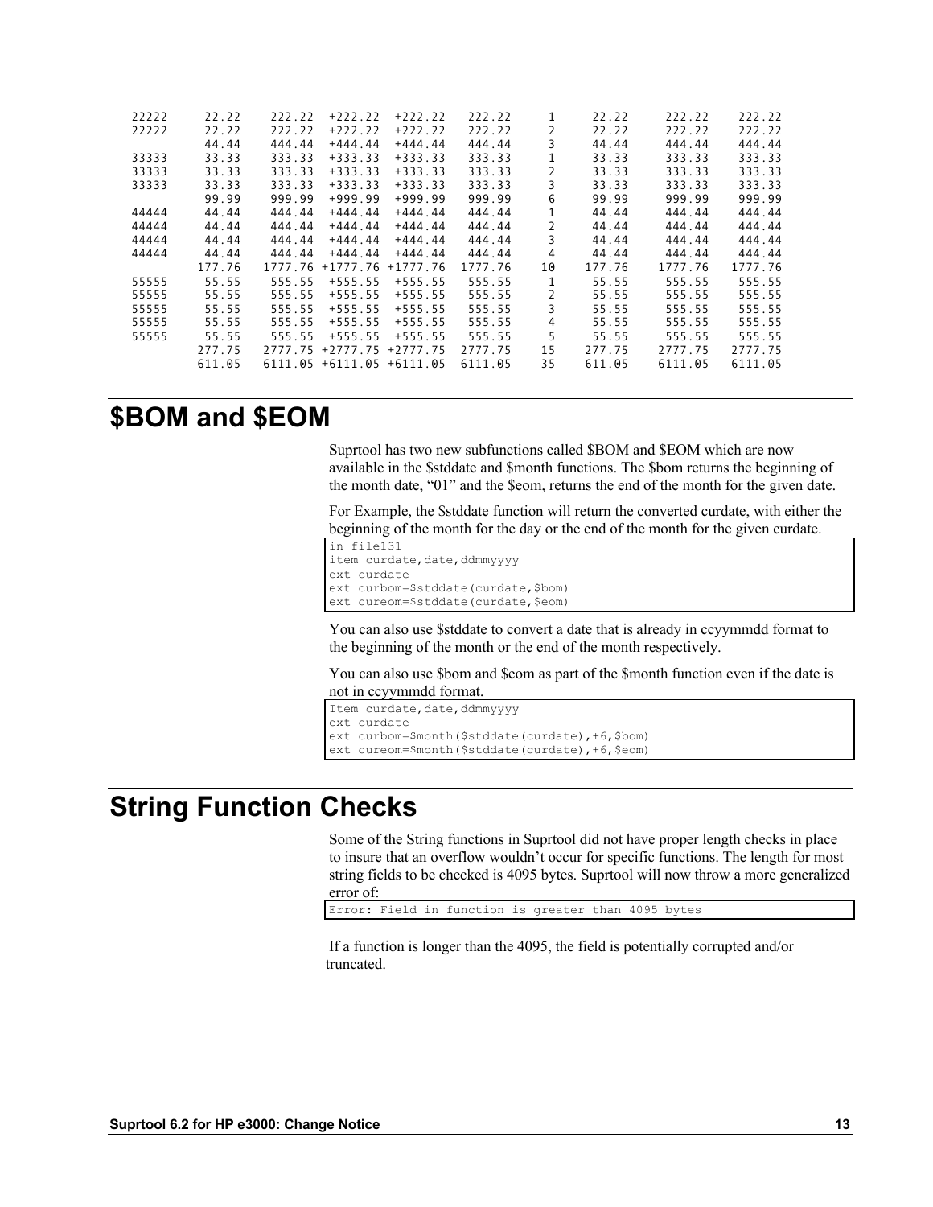```
22222      22.22     222.22  +222.22  +222.22   222.22     1     22.22     222.22    222.22
22222      22.22     222.22  +222.22  +222.22   222.22     2     22.22     222.22    222.22
           44.44     444.44  +444.44  +444.44   444.44     3     44.44     444.44    444.44
33333      33.33     333.33  +333.33  +333.33   333.33     1     33.33     333.33    333.33
33333      33.33     333.33  +333.33  +333.33   333.33     2     33.33     333.33    333.33
33333      33.33     333.33  +333.33  +333.33   333.33     3     33.33     333.33    333.33
           99.99     999.99  +999.99  +999.99   999.99     6     99.99     999.99    999.99
44444      44.44     444.44  +444.44  +444.44   444.44     1     44.44     444.44    444.44
44444      44.44     444.44  +444.44  +444.44   444.44     2     44.44     444.44    444.44
44444      44.44     444.44  +444.44  +444.44   444.44     3     44.44     444.44    444.44
44444      44.44     444.44  +444.44  +444.44   444.44     4     44.44     444.44    444.44
          177.76    1777.76 +1777.76 +1777.76  1777.76    10    177.76    1777.76   1777.76
55555      55.55     555.55  +555.55  +555.55   555.55     1     55.55     555.55    555.55
55555      55.55     555.55  +555.55  +555.55   555.55     2     55.55     555.55    555.55
55555      55.55     555.55  +555.55  +555.55   555.55     3     55.55     555.55    555.55
55555      55.55     555.55  +555.55  +555.55   555.55     4     55.55     555.55    555.55
55555      55.55     555.55  +555.55  +555.55   555.55     5     55.55     555.55    555.55
          277.75    2777.75 +2777.75 +2777.75  2777.75    15    277.75    2777.75   2777.75
          611.05    6111.05 +6111.05 +6111.05  6111.05    35    611.05    6111.05   6111.05
```

# $BOM and $EOM

Suprtool has two new subfunctions called $BOM and $EOM which are now available in the $stddate and $month functions. The $bom returns the beginning of the month date, "01" and the $eom, returns the end of the month for the given date.

For Example, the $stddate function will return the converted curdate, with either the beginning of the month for the day or the end of the month for the given curdate.

```
in file131
item curdate,date,ddmmyyyy
ext curdate
ext curbom=$stddate(curdate,$bom)
ext cureom=$stddate(curdate,$eom)
```

You can also use $stddate to convert a date that is already in ccyymmdd format to the beginning of the month or the end of the month respectively.

You can also use $bom and $eom as part of the $month function even if the date is not in ccyymmdd format.

```
Item curdate,date,ddmmyyyy
ext curdate
ext curbom=$month($stddate(curdate),+6,$bom)
ext cureom=$month($stddate(curdate),+6,$eom)
```

# String Function Checks

Some of the String functions in Suprtool did not have proper length checks in place to insure that an overflow wouldn't occur for specific functions. The length for most string fields to be checked is 4095 bytes. Suprtool will now throw a more generalized error of:

```
Error: Field in function is greater than 4095 bytes
```

If a function is longer than the 4095, the field is potentially corrupted and/or truncated.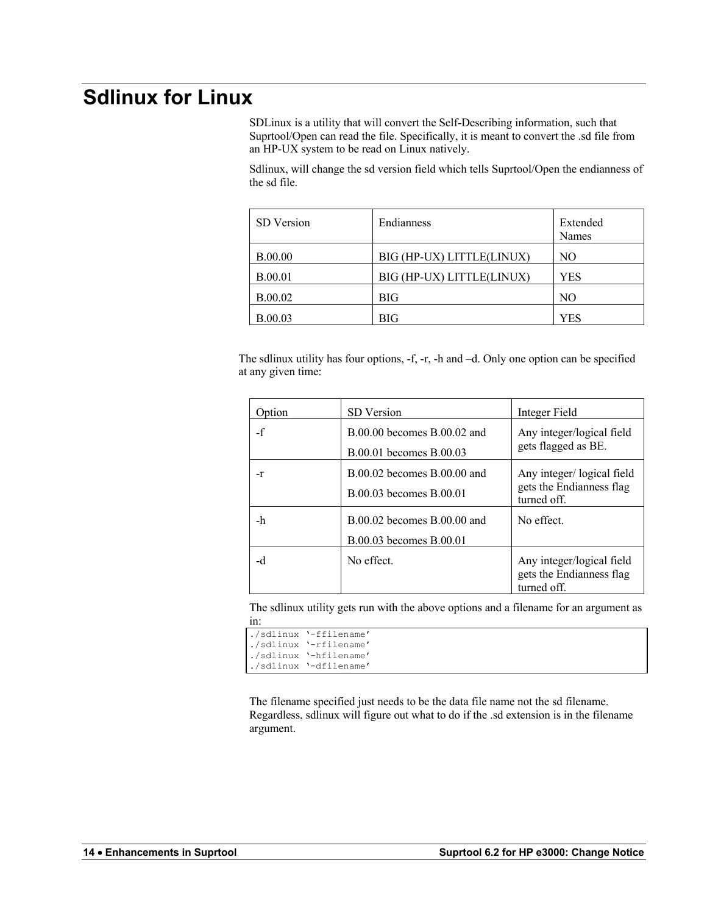# Sdlinux for Linux

SDLinux is a utility that will convert the Self-Describing information, such that Suprtool/Open can read the file. Specifically, it is meant to convert the .sd file from an HP-UX system to be read on Linux natively.

Sdlinux, will change the sd version field which tells Suprtool/Open the endianness of the sd file.

| SD Version | Endianness | Extended Names |
| --- | --- | --- |
| B.00.00 | BIG (HP-UX) LITTLE(LINUX) | NO |
| B.00.01 | BIG (HP-UX) LITTLE(LINUX) | YES |
| B.00.02 | BIG | NO |
| B.00.03 | BIG | YES |

The sdlinux utility has four options, -f, -r, -h and –d. Only one option can be specified at any given time:

| Option | SD Version | Integer Field |
| --- | --- | --- |
| -f | B.00.00 becomes B.00.02 and B.00.01 becomes B.00.03 | Any integer/logical field gets flagged as BE. |
| -r | B.00.02 becomes B.00.00 and B.00.03 becomes B.00.01 | Any integer/ logical field gets the Endianness flag turned off. |
| -h | B.00.02 becomes B.00.00 and B.00.03 becomes B.00.01 | No effect. |
| -d | No effect. | Any integer/logical field gets the Endianness flag turned off. |

The sdlinux utility gets run with the above options and a filename for an argument as in:

```
./sdlinux '-ffilename'
./sdlinux '-rfilename'
./sdlinux '-hfilename'
./sdlinux '-dfilename'
```

The filename specified just needs to be the data file name not the sd filename. Regardless, sdlinux will figure out what to do if the .sd extension is in the filename argument.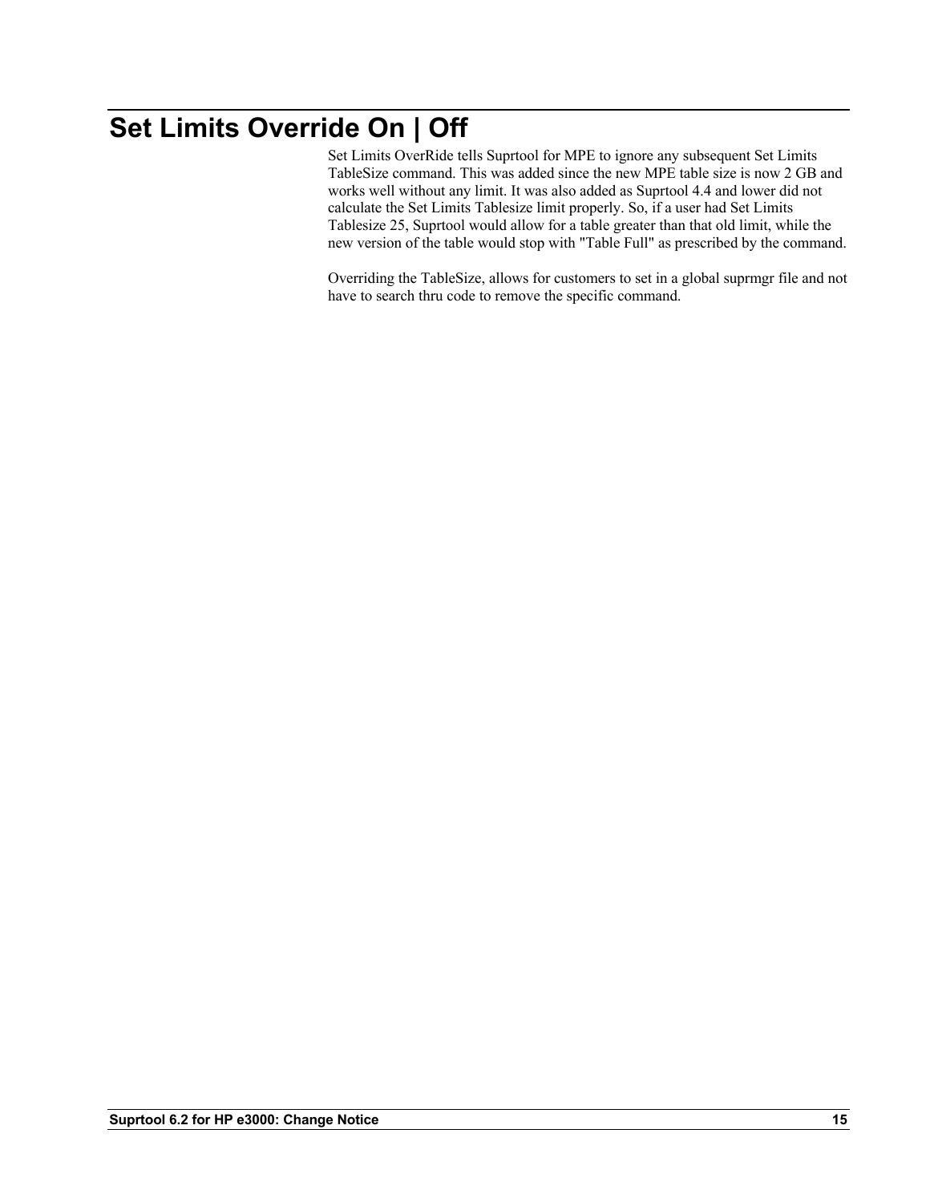# Set Limits Override On | Off

Set Limits OverRide tells Suprtool for MPE to ignore any subsequent Set Limits TableSize command. This was added since the new MPE table size is now 2 GB and works well without any limit. It was also added as Suprtool 4.4 and lower did not calculate the Set Limits Tablesize limit properly. So, if a user had Set Limits Tablesize 25, Suprtool would allow for a table greater than that old limit, while the new version of the table would stop with "Table Full" as prescribed by the command.

Overriding the TableSize, allows for customers to set in a global suprmgr file and not have to search thru code to remove the specific command.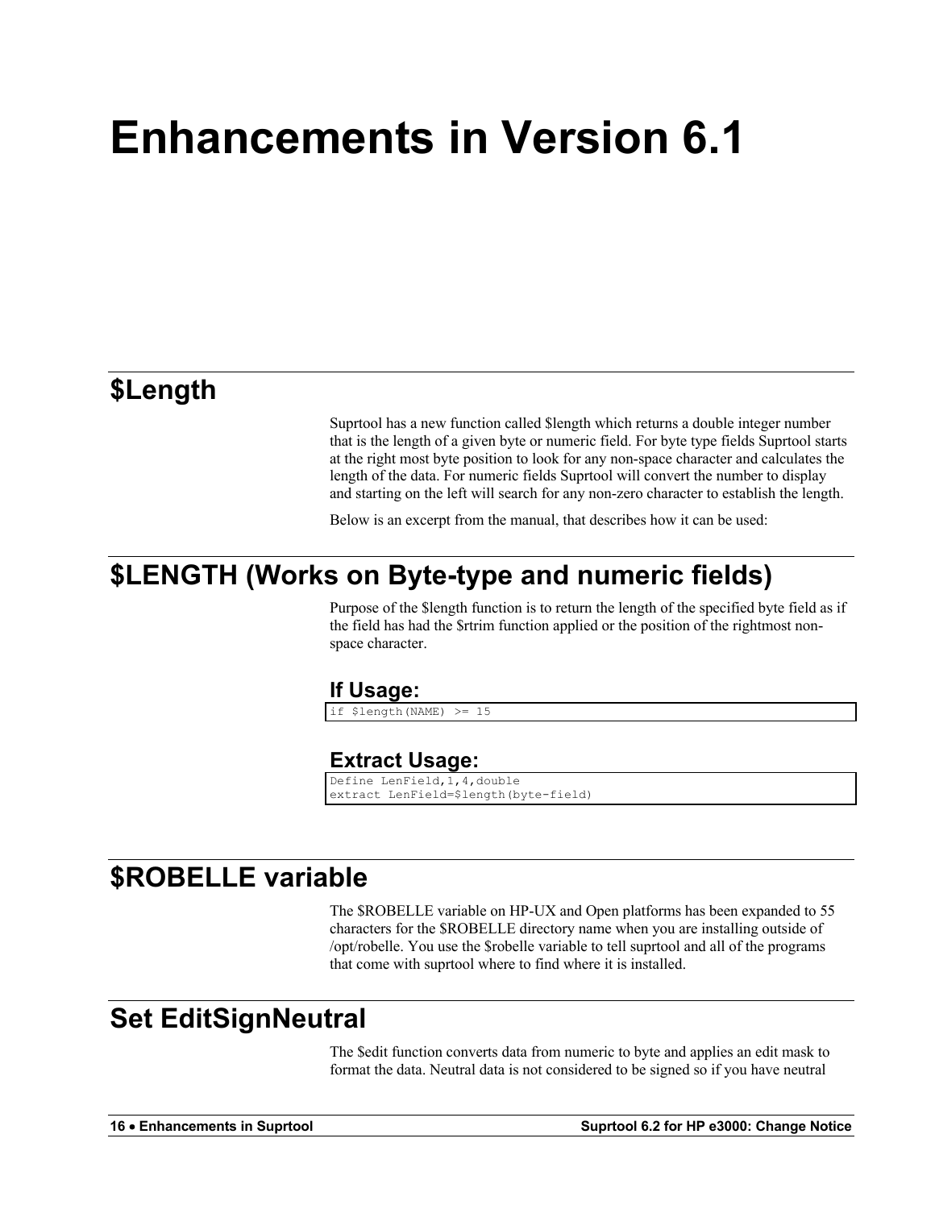# Enhancements in Version 6.1

## $Length

Suprtool has a new function called $length which returns a double integer number that is the length of a given byte or numeric field. For byte type fields Suprtool starts at the right most byte position to look for any non-space character and calculates the length of the data. For numeric fields Suprtool will convert the number to display and starting on the left will search for any non-zero character to establish the length.

Below is an excerpt from the manual, that describes how it can be used:

## $LENGTH (Works on Byte-type and numeric fields)

Purpose of the $length function is to return the length of the specified byte field as if the field has had the $rtrim function applied or the position of the rightmost non-space character.

### If Usage:

```
if $length(NAME) >= 15
```

### Extract Usage:

```
Define LenField,1,4,double
extract LenField=$length(byte-field)
```

## $ROBELLE variable

The $ROBELLE variable on HP-UX and Open platforms has been expanded to 55 characters for the $ROBELLE directory name when you are installing outside of /opt/robelle. You use the $robelle variable to tell suprtool and all of the programs that come with suprtool where to find where it is installed.

## Set EditSignNeutral

The $edit function converts data from numeric to byte and applies an edit mask to format the data. Neutral data is not considered to be signed so if you have neutral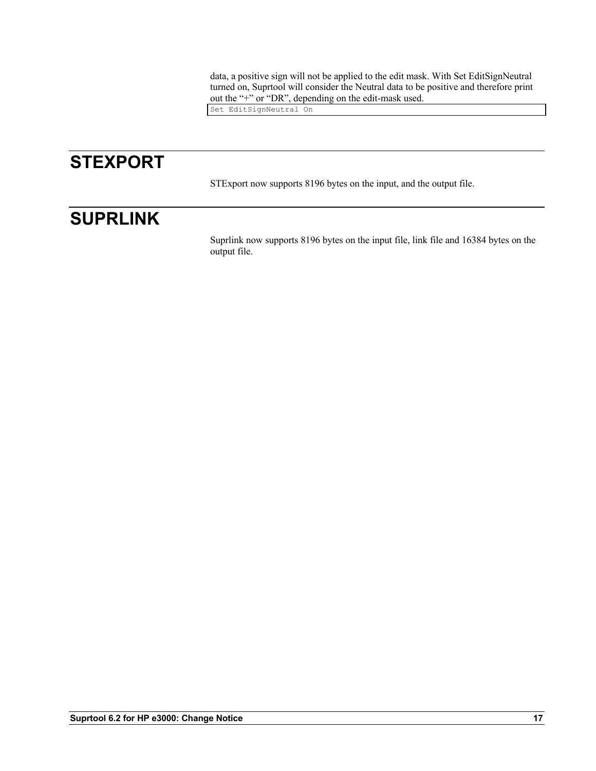data, a positive sign will not be applied to the edit mask. With Set EditSignNeutral turned on, Suprtool will consider the Neutral data to be positive and therefore print out the “+” or “DR”, depending on the edit-mask used.

```
Set EditSignNeutral On
```

# STEXPORT

STExport now supports 8196 bytes on the input, and the output file.

# SUPRLINK

Suprlink now supports 8196 bytes on the input file, link file and 16384 bytes on the output file.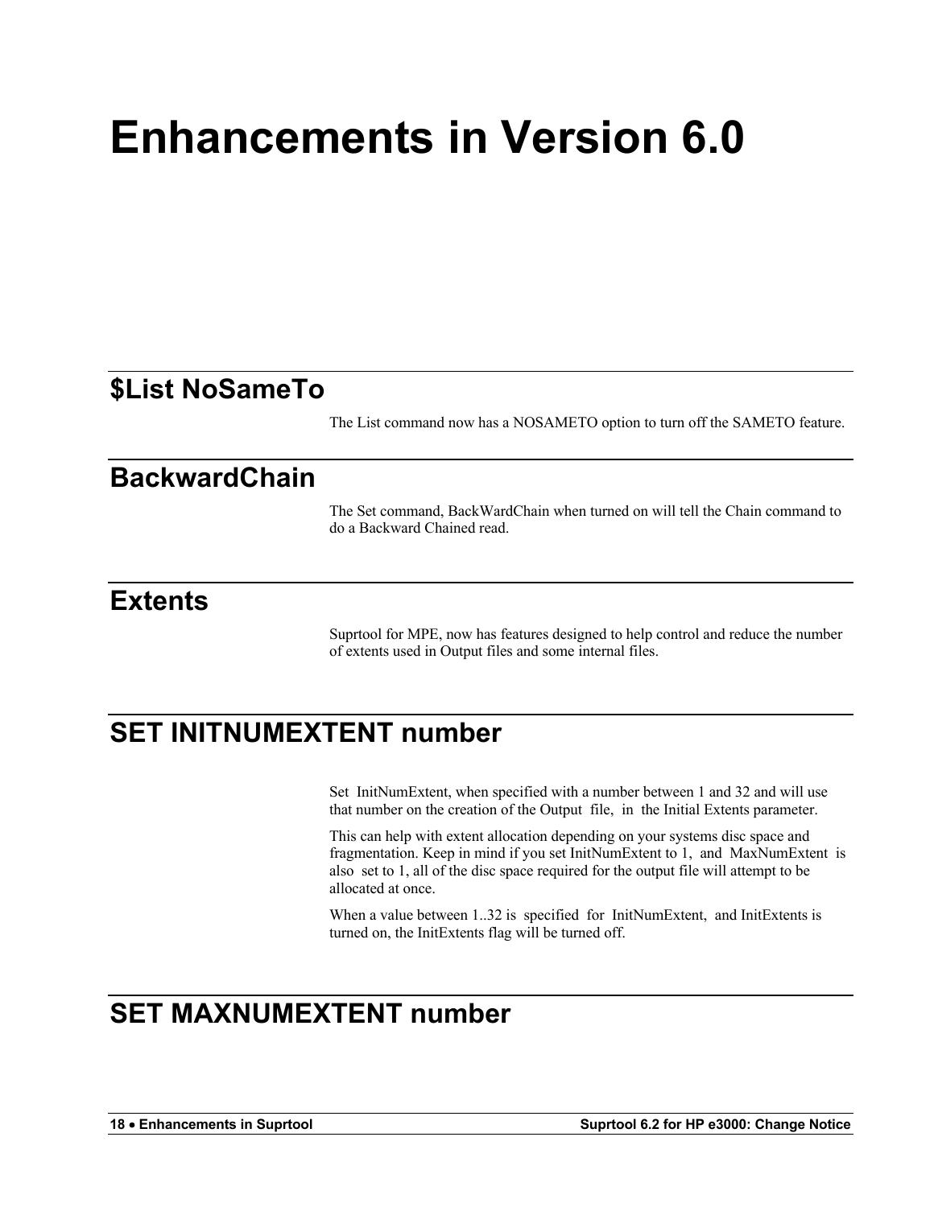# Enhancements in Version 6.0

## $List NoSameTo

The List command now has a NOSAMETO option to turn off the SAMETO feature.

## BackwardChain

The Set command, BackWardChain when turned on will tell the Chain command to do a Backward Chained read.

## Extents

Suprtool for MPE, now has features designed to help control and reduce the number of extents used in Output files and some internal files.

## SET INITNUMEXTENT number

Set InitNumExtent, when specified with a number between 1 and 32 and will use that number on the creation of the Output file, in the Initial Extents parameter.

This can help with extent allocation depending on your systems disc space and fragmentation. Keep in mind if you set InitNumExtent to 1, and MaxNumExtent is also set to 1, all of the disc space required for the output file will attempt to be allocated at once.

When a value between 1..32 is specified for InitNumExtent, and InitExtents is turned on, the InitExtents flag will be turned off.

## SET MAXNUMEXTENT number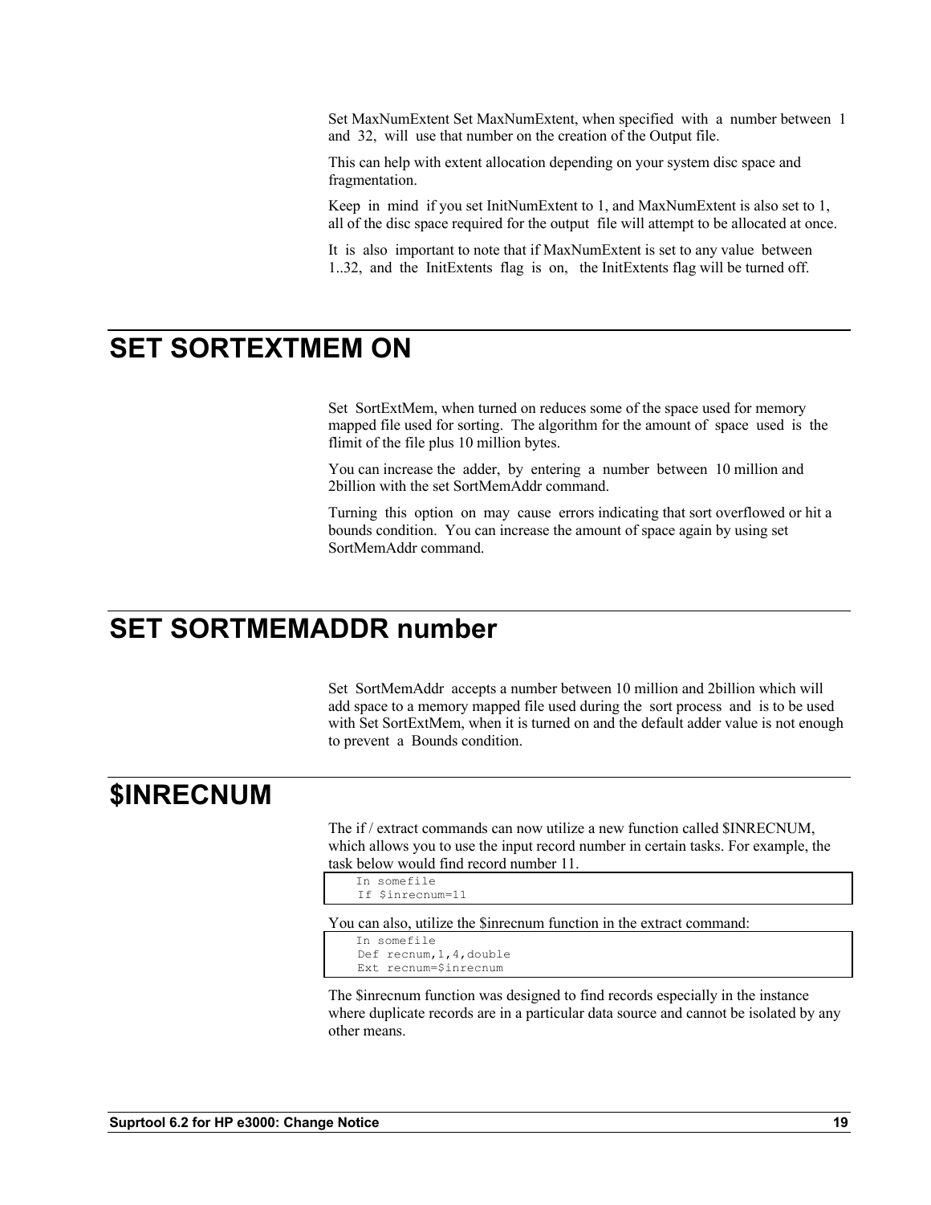Set MaxNumExtent Set MaxNumExtent, when specified with a number between 1 and 32, will use that number on the creation of the Output file.

This can help with extent allocation depending on your system disc space and fragmentation.

Keep in mind if you set InitNumExtent to 1, and MaxNumExtent is also set to 1, all of the disc space required for the output file will attempt to be allocated at once.

It is also important to note that if MaxNumExtent is set to any value between 1..32, and the InitExtents flag is on, the InitExtents flag will be turned off.

# SET SORTEXTMEM ON

Set SortExtMem, when turned on reduces some of the space used for memory mapped file used for sorting. The algorithm for the amount of space used is the flimit of the file plus 10 million bytes.

You can increase the adder, by entering a number between 10 million and 2billion with the set SortMemAddr command.

Turning this option on may cause errors indicating that sort overflowed or hit a bounds condition. You can increase the amount of space again by using set SortMemAddr command.

# SET SORTMEMADDR number

Set SortMemAddr accepts a number between 10 million and 2billion which will add space to a memory mapped file used during the sort process and is to be used with Set SortExtMem, when it is turned on and the default adder value is not enough to prevent a Bounds condition.

# $INRECNUM

The if / extract commands can now utilize a new function called $INRECNUM, which allows you to use the input record number in certain tasks. For example, the task below would find record number 11.

```
In somefile
If $inrecnum=11
```

You can also, utilize the $inrecnum function in the extract command:

```
In somefile
Def recnum,1,4,double
Ext recnum=$inrecnum
```

The $inrecnum function was designed to find records especially in the instance where duplicate records are in a particular data source and cannot be isolated by any other means.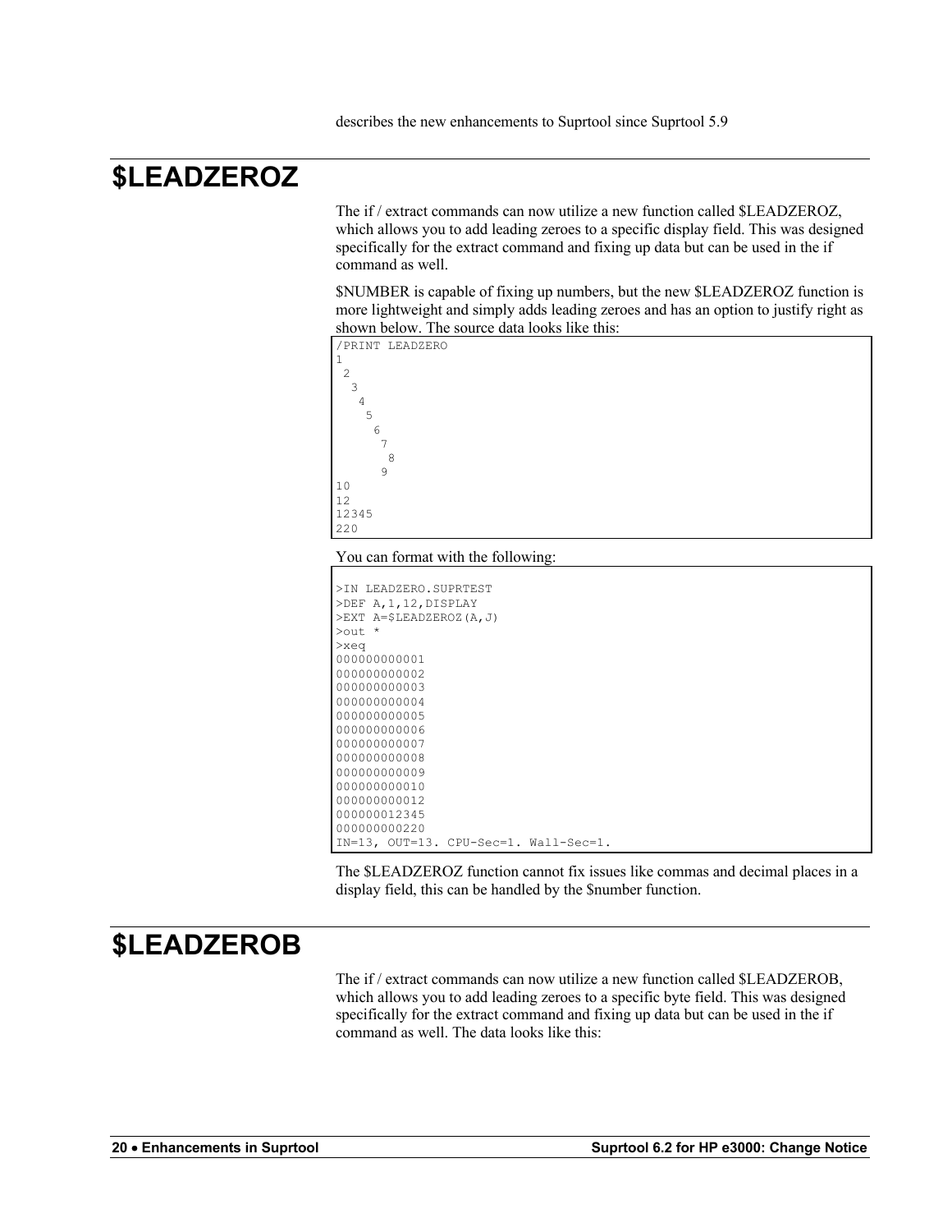describes the new enhancements to Suprtool since Suprtool 5.9

# $LEADZEROZ

The if / extract commands can now utilize a new function called $LEADZEROZ, which allows you to add leading zeroes to a specific display field. This was designed specifically for the extract command and fixing up data but can be used in the if command as well.

$NUMBER is capable of fixing up numbers, but the new $LEADZEROZ function is more lightweight and simply adds leading zeroes and has an option to justify right as shown below. The source data looks like this:

```
/PRINT LEADZERO
1
 2
  3
   4
    5
     6
      7
       8
      9
10
12
12345
220
```

You can format with the following:

```
>IN LEADZERO.SUPRTEST
>DEF A,1,12,DISPLAY
>EXT A=$LEADZEROZ(A,J)
>out *
>xeq
000000000001
000000000002
000000000003
000000000004
000000000005
000000000006
000000000007
000000000008
000000000009
000000000010
000000000012
000000012345
000000000220
IN=13, OUT=13. CPU-Sec=1. Wall-Sec=1.
```

The $LEADZEROZ function cannot fix issues like commas and decimal places in a display field, this can be handled by the $number function.

# $LEADZEROB

The if / extract commands can now utilize a new function called $LEADZEROB, which allows you to add leading zeroes to a specific byte field. This was designed specifically for the extract command and fixing up data but can be used in the if command as well. The data looks like this: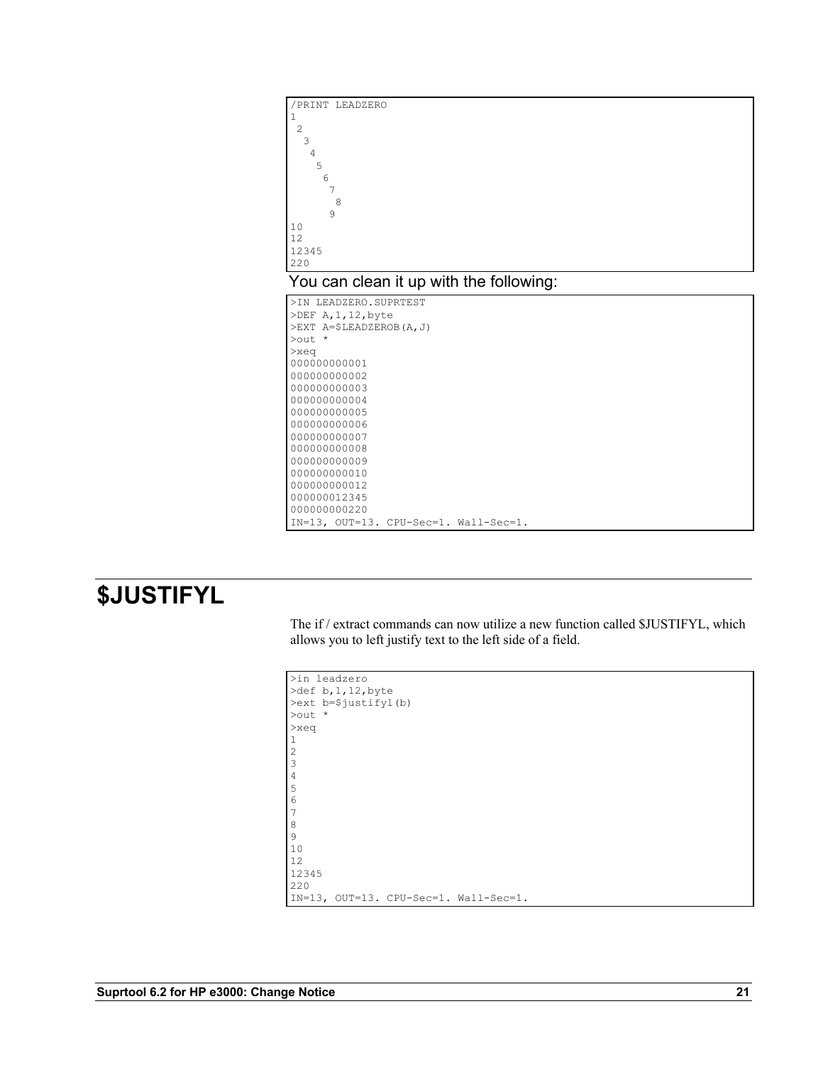```
/PRINT LEADZERO
1
 2
  3
   4
    5
     6
      7
       8
      9
10
12
12345
220
```

You can clean it up with the following:

```
>IN LEADZERO.SUPRTEST
>DEF A,1,12,byte
>EXT A=$LEADZEROB(A,J)
>out *
>xeq
000000000001
000000000002
000000000003
000000000004
000000000005
000000000006
000000000007
000000000008
000000000009
000000000010
000000000012
000000012345
000000000220
IN=13, OUT=13. CPU-Sec=1. Wall-Sec=1.
```

# $JUSTIFYL

The if / extract commands can now utilize a new function called $JUSTIFYL, which allows you to left justify text to the left side of a field.

```
>in leadzero
>def b,1,12,byte
>ext b=$justifyl(b)
>out *
>xeq
1
2
3
4
5
6
7
8
9
10
12
12345
220
IN=13, OUT=13. CPU-Sec=1. Wall-Sec=1.
```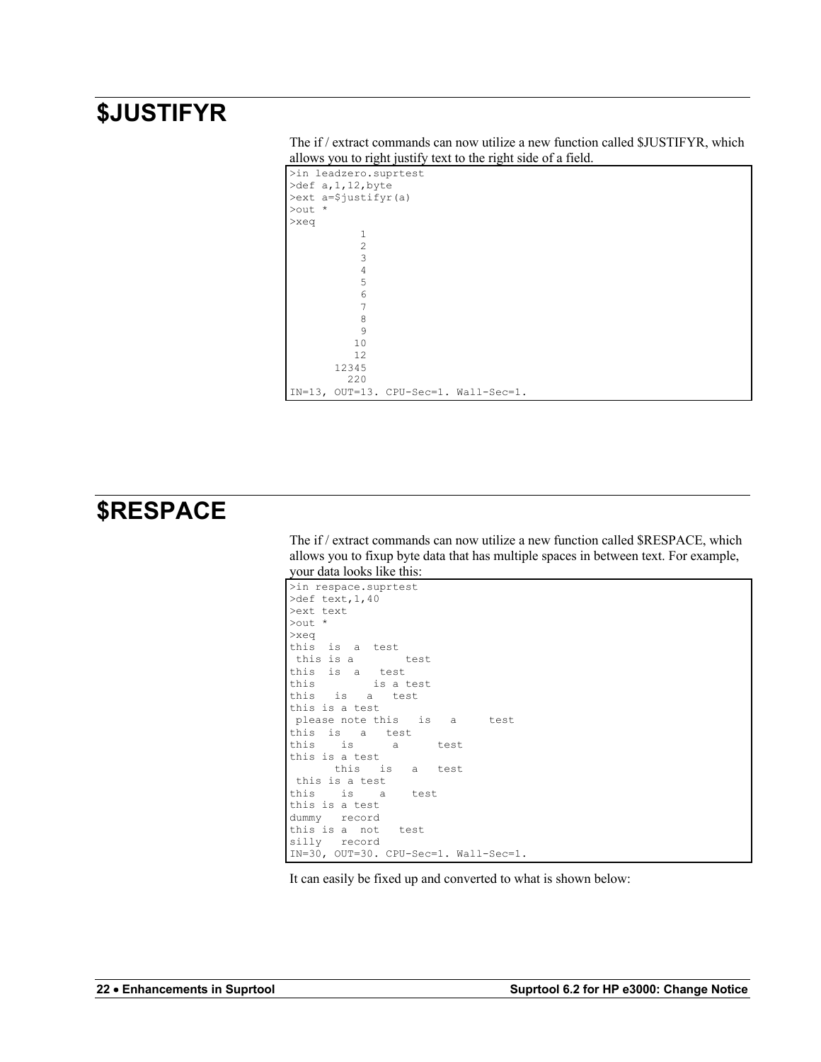## $JUSTIFYR

The if / extract commands can now utilize a new function called $JUSTIFYR, which allows you to right justify text to the right side of a field.

```
>in leadzero.suprtest
>def a,1,12,byte
>ext a=$justifyr(a)
>out *
>xeq
           1
           2
           3
           4
           5
           6
           7
           8
           9
          10
          12
       12345
         220
IN=13, OUT=13. CPU-Sec=1. Wall-Sec=1.
```

## $RESPACE

The if / extract commands can now utilize a new function called $RESPACE, which allows you to fixup byte data that has multiple spaces in between text. For example, your data looks like this:

```
>in respace.suprtest
>def text,1,40
>ext text
>out *
>xeq
this  is  a  test
 this is a        test
this  is  a   test
this         is a test
this   is   a   test
this is a test
 please note this   is   a     test
this  is   a   test
this    is      a      test
this is a test
       this   is   a   test
 this is a test
this    is    a    test
this is a test
dummy   record
this is a  not   test
silly   record
IN=30, OUT=30. CPU-Sec=1. Wall-Sec=1.
```

It can easily be fixed up and converted to what is shown below: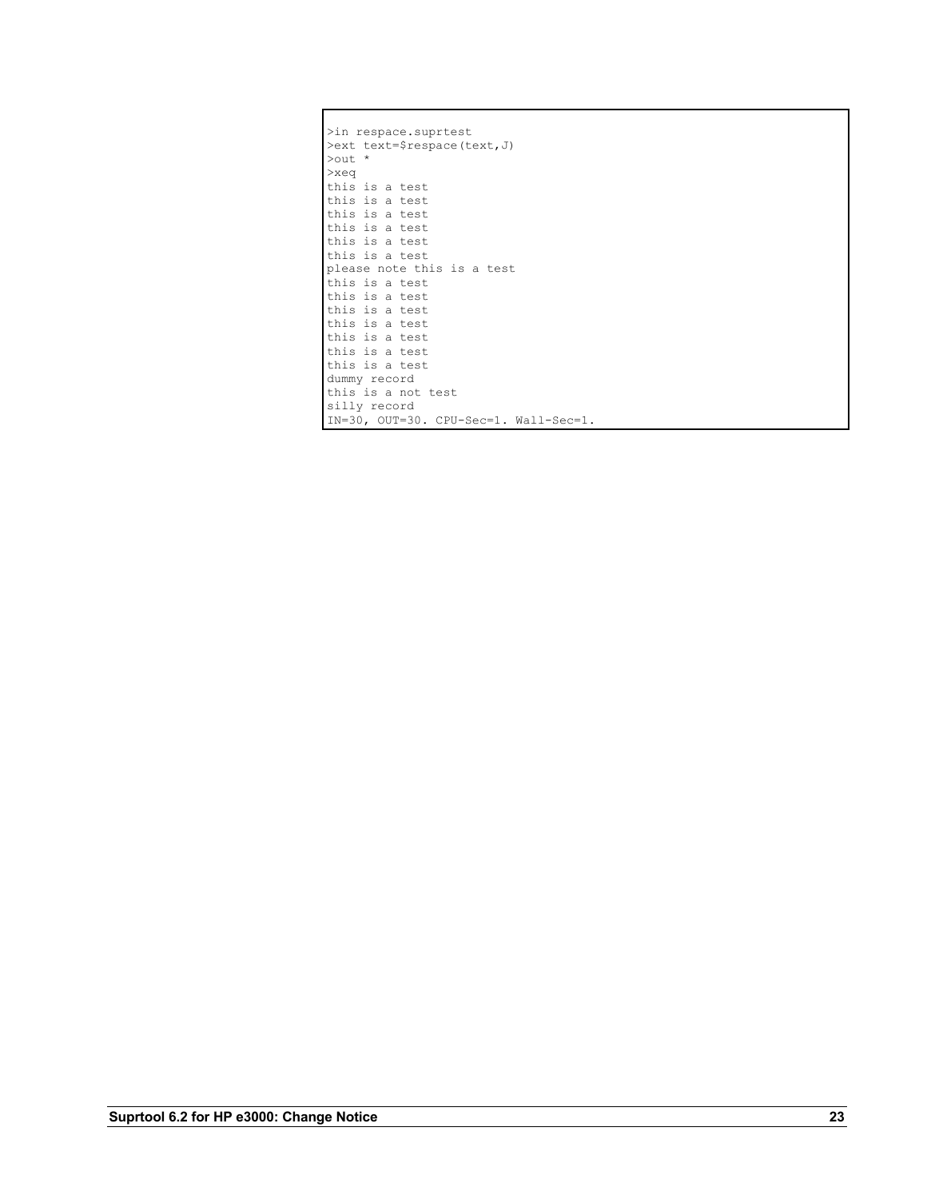```
>in respace.suprtest
>ext text=$respace(text,J)
>out *
>xeq
this is a test
this is a test
this is a test
this is a test
this is a test
this is a test
please note this is a test
this is a test
this is a test
this is a test
this is a test
this is a test
this is a test
this is a test
dummy record
this is a not test
silly record
IN=30, OUT=30. CPU-Sec=1. Wall-Sec=1.
```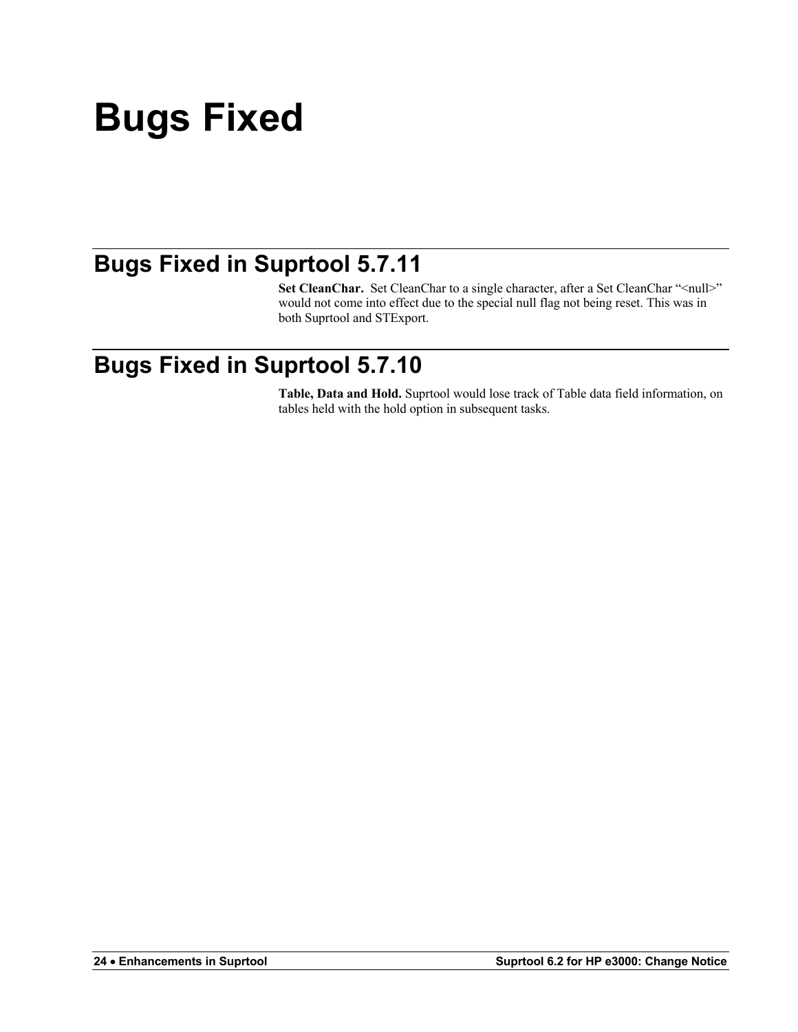# Bugs Fixed

## Bugs Fixed in Suprtool 5.7.11

**Set CleanChar.** Set CleanChar to a single character, after a Set CleanChar "<null>" would not come into effect due to the special null flag not being reset. This was in both Suprtool and STExport.

## Bugs Fixed in Suprtool 5.7.10

**Table, Data and Hold.** Suprtool would lose track of Table data field information, on tables held with the hold option in subsequent tasks.